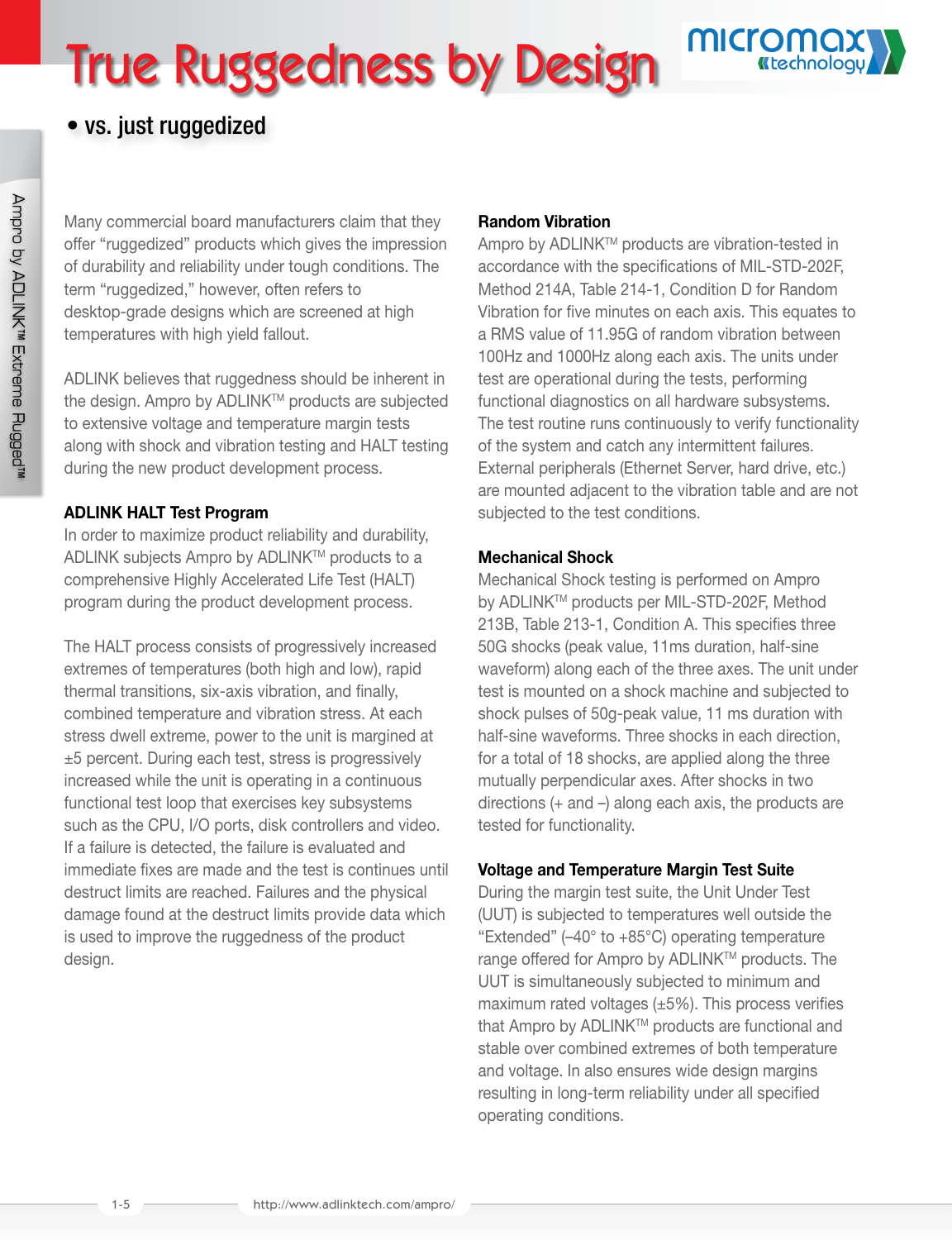# True Ruggedness by Design

## • vs. just ruggedized

Many commercial board manufacturers claim that they offer "ruggedized" products which gives the impression of durability and reliability under tough conditions. The term "ruggedized," however, often refers to desktop-grade designs which are screened at high temperatures with high yield fallout.

ADLINK believes that ruggedness should be inherent in the design. Ampro by ADLINK™ products are subjected to extensive voltage and temperature margin tests along with shock and vibration testing and HALT testing during the new product development process.

### ADLINK HALT Test Program

In order to maximize product reliability and durability, ADLINK subjects Ampro by ADLINK™ products to a comprehensive Highly Accelerated Life Test (HALT) program during the product development process.

The HALT process consists of progressively increased extremes of temperatures (both high and low), rapid thermal transitions, six-axis vibration, and finally, combined temperature and vibration stress. At each stress dwell extreme, power to the unit is margined at ±5 percent. During each test, stress is progressively increased while the unit is operating in a continuous functional test loop that exercises key subsystems such as the CPU, I/O ports, disk controllers and video. If a failure is detected, the failure is evaluated and immediate fixes are made and the test is continues until destruct limits are reached. Failures and the physical damage found at the destruct limits provide data which is used to improve the ruggedness of the product design.

### Random Vibration

Ampro by ADLINK™ products are vibration-tested in accordance with the specifications of MIL-STD-202F, Method 214A, Table 214-1, Condition D for Random Vibration for five minutes on each axis. This equates to a RMS value of 11.95G of random vibration between 100Hz and 1000Hz along each axis. The units under test are operational during the tests, performing functional diagnostics on all hardware subsystems. The test routine runs continuously to verify functionality of the system and catch any intermittent failures. External peripherals (Ethernet Server, hard drive, etc.) are mounted adjacent to the vibration table and are not subjected to the test conditions.

### Mechanical Shock

Mechanical Shock testing is performed on Ampro by ADLINK™ products per MIL-STD-202F, Method 213B, Table 213-1, Condition A. This specifies three 50G shocks (peak value, 11ms duration, half-sine waveform) along each of the three axes. The unit under test is mounted on a shock machine and subjected to shock pulses of 50g-peak value, 11 ms duration with half-sine waveforms. Three shocks in each direction, for a total of 18 shocks, are applied along the three mutually perpendicular axes. After shocks in two directions (+ and –) along each axis, the products are tested for functionality.

### Voltage and Temperature Margin Test Suite

During the margin test suite, the Unit Under Test (UUT) is subjected to temperatures well outside the "Extended" (–40° to +85°C) operating temperature range offered for Ampro by ADLINK™ products. The UUT is simultaneously subjected to minimum and maximum rated voltages (±5%). This process verifies that Ampro by ADLINK™ products are functional and stable over combined extremes of both temperature and voltage. In also ensures wide design margins resulting in long-term reliability under all specified operating conditions.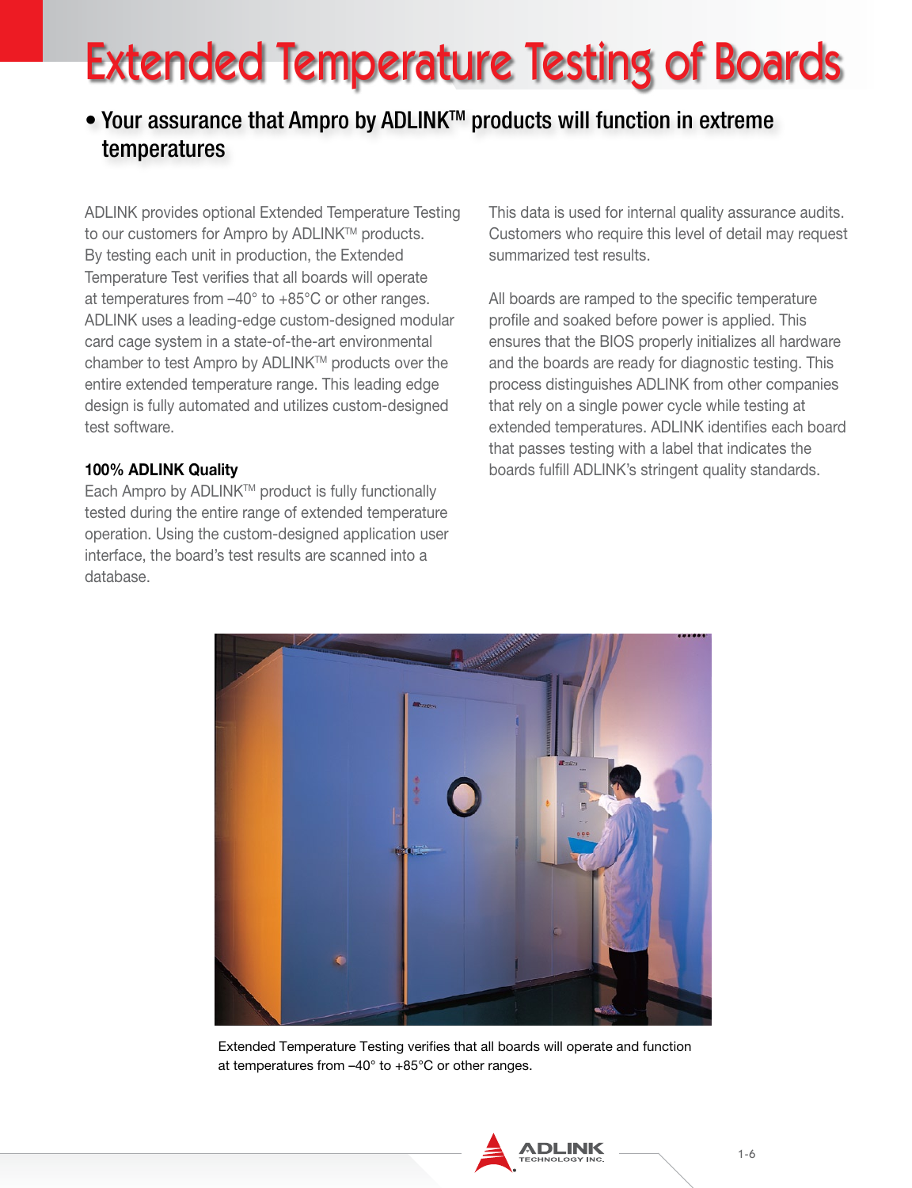# Extended Temperature Testing of Boards

## • Your assurance that Ampro by ADLINK™ products will function in extreme temperatures

ADLINK provides optional Extended Temperature Testing to our customers for Ampro by ADLINK™ products. By testing each unit in production, the Extended Temperature Test verifies that all boards will operate at temperatures from –40° to +85°C or other ranges. ADLINK uses a leading-edge custom-designed modular card cage system in a state-of-the-art environmental chamber to test Ampro by ADLINK™ products over the entire extended temperature range. This leading edge design is fully automated and utilizes custom-designed test software.

**100% ADLINK Quality**

Each Ampro by ADLINK™ product is fully functionally tested during the entire range of extended temperature operation. Using the custom-designed application user interface, the board's test results are scanned into a database.

This data is used for internal quality assurance audits. Customers who require this level of detail may request summarized test results.

All boards are ramped to the specific temperature profile and soaked before power is applied. This ensures that the BIOS properly initializes all hardware and the boards are ready for diagnostic testing. This process distinguishes ADLINK from other companies that rely on a single power cycle while testing at extended temperatures. ADLINK identifies each board that passes testing with a label that indicates the boards fulfill ADLINK's stringent quality standards.

Extended Temperature Testing verifies that all boards will operate and function at temperatures from –40° to +85°C or other ranges.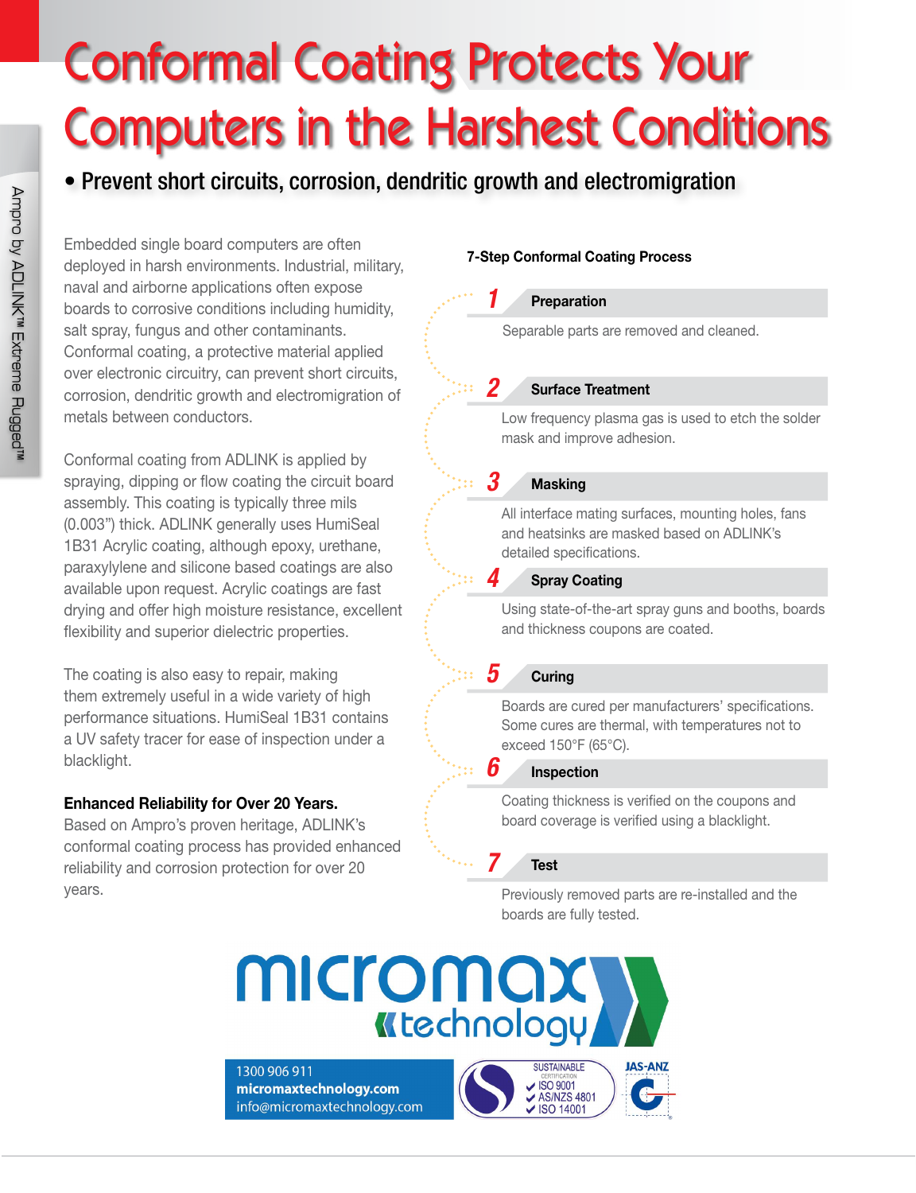# Conformal Coating Protects Your Computers in the Harshest Conditions

- Prevent short circuits, corrosion, dendritic growth and electromigration

Embedded single board computers are often deployed in harsh environments. Industrial, military, naval and airborne applications often expose boards to corrosive conditions including humidity, salt spray, fungus and other contaminants. Conformal coating, a protective material applied over electronic circuitry, can prevent short circuits, corrosion, dendritic growth and electromigration of metals between conductors.

Conformal coating from ADLINK is applied by spraying, dipping or flow coating the circuit board assembly. This coating is typically three mils (0.003”) thick. ADLINK generally uses HumiSeal 1B31 Acrylic coating, although epoxy, urethane, paraxylylene and silicone based coatings are also available upon request. Acrylic coatings are fast drying and offer high moisture resistance, excellent flexibility and superior dielectric properties.

The coating is also easy to repair, making them extremely useful in a wide variety of high performance situations. HumiSeal 1B31 contains a UV safety tracer for ease of inspection under a blacklight.

**Enhanced Reliability for Over 20 Years.**
Based on Ampro’s proven heritage, ADLINK’s conformal coating process has provided enhanced reliability and corrosion protection for over 20 years.

**7-Step Conformal Coating Process**

**1 Preparation**
Separable parts are removed and cleaned.

**2 Surface Treatment**
Low frequency plasma gas is used to etch the solder mask and improve adhesion.

**3 Masking**
All interface mating surfaces, mounting holes, fans and heatsinks are masked based on ADLINK’s detailed specifications.

**4 Spray Coating**
Using state-of-the-art spray guns and booths, boards and thickness coupons are coated.

**5 Curing**
Boards are cured per manufacturers’ specifications. Some cures are thermal, with temperatures not to exceed 150°F (65°C).

**6 Inspection**
Coating thickness is verified on the coupons and board coverage is verified using a blacklight.

**7 Test**
Previously removed parts are re-installed and the boards are fully tested.

Ampro by ADLINK™ Extreme Rugged™

micromax technology

1300 906 911
**micromaxtechnology.com**
info@micromaxtechnology.com

SUSTAINABLE CERTIFICATION
✔ ISO 9001
✔ AS/NZS 4801
✔ ISO 14001

JAS-ANZ